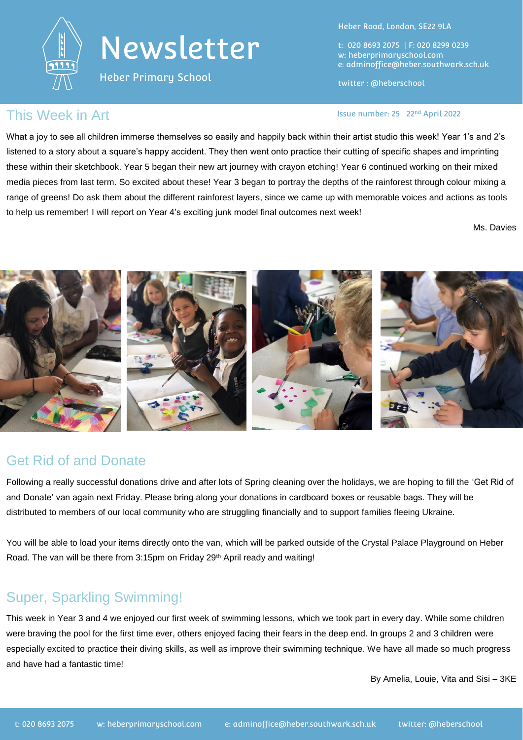# Newsletter

Heber Primary School

Heber Road, London, SE22 9LA

t: 020 8693 2075 | F: 020 8299 0239
w: heberprimaryschool.com
e: adminoffice@heber.southwark.sch.uk

twitter : @heberschool

Issue number: 25 22nd April 2022

## This Week in Art

What a joy to see all children immerse themselves so easily and happily back within their artist studio this week! Year 1's and 2's listened to a story about a square's happy accident. They then went onto practice their cutting of specific shapes and imprinting these within their sketchbook. Year 5 began their new art journey with crayon etching! Year 6 continued working on their mixed media pieces from last term. So excited about these! Year 3 began to portray the depths of the rainforest through colour mixing a range of greens! Do ask them about the different rainforest layers, since we came up with memorable voices and actions as tools to help us remember! I will report on Year 4's exciting junk model final outcomes next week!

Ms. Davies

## Get Rid of and Donate

Following a really successful donations drive and after lots of Spring cleaning over the holidays, we are hoping to fill the 'Get Rid of and Donate' van again next Friday. Please bring along your donations in cardboard boxes or reusable bags. They will be distributed to members of our local community who are struggling financially and to support families fleeing Ukraine.

You will be able to load your items directly onto the van, which will be parked outside of the Crystal Palace Playground on Heber Road. The van will be there from 3:15pm on Friday 29th April ready and waiting!

## Super, Sparkling Swimming!

This week in Year 3 and 4 we enjoyed our first week of swimming lessons, which we took part in every day. While some children were braving the pool for the first time ever, others enjoyed facing their fears in the deep end. In groups 2 and 3 children were especially excited to practice their diving skills, as well as improve their swimming technique. We have all made so much progress and have had a fantastic time!

By Amelia, Louie, Vita and Sisi – 3KE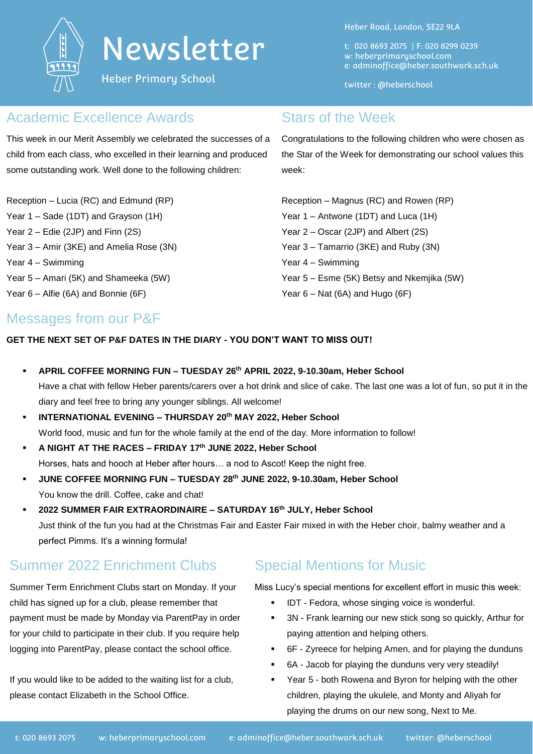# Newsletter

Heber Primary School

Heber Road, London, SE22 9LA

t: 020 8693 2075 | F: 020 8299 0239
w: heberprimaryschool.com
e: adminoffice@heber.southwark.sch.uk

twitter : @heberschool

## Academic Excellence Awards

This week in our Merit Assembly we celebrated the successes of a child from each class, who excelled in their learning and produced some outstanding work. Well done to the following children:

Reception – Lucia (RC) and Edmund (RP)
Year 1 – Sade (1DT) and Grayson (1H)
Year 2 – Edie (2JP) and Finn (2S)
Year 3 – Amir (3KE) and Amelia Rose (3N)
Year 4 – Swimming
Year 5 – Amari (5K) and Shameeka (5W)
Year 6 – Alfie (6A) and Bonnie (6F)

## Stars of the Week

Congratulations to the following children who were chosen as the Star of the Week for demonstrating our school values this week:

Reception – Magnus (RC) and Rowen (RP)
Year 1 – Antwone (1DT) and Luca (1H)
Year 2 – Oscar (2JP) and Albert (2S)
Year 3 – Tamarrio (3KE) and Ruby (3N)
Year 4 – Swimming
Year 5 – Esme (5K) Betsy and Nkemjika (5W)
Year 6 – Nat (6A) and Hugo (6F)

## Messages from our P&F

**GET THE NEXT SET OF P&F DATES IN THE DIARY - YOU DON'T WANT TO MISS OUT!**

- **APRIL COFFEE MORNING FUN – TUESDAY 26th APRIL 2022, 9-10.30am, Heber School**
  Have a chat with fellow Heber parents/carers over a hot drink and slice of cake. The last one was a lot of fun, so put it in the diary and feel free to bring any younger siblings. All welcome!
- **INTERNATIONAL EVENING – THURSDAY 20th MAY 2022, Heber School**
  World food, music and fun for the whole family at the end of the day. More information to follow!
- **A NIGHT AT THE RACES – FRIDAY 17th JUNE 2022, Heber School**
  Horses, hats and hooch at Heber after hours… a nod to Ascot! Keep the night free.
- **JUNE COFFEE MORNING FUN – TUESDAY 28th JUNE 2022, 9-10.30am, Heber School**
  You know the drill. Coffee, cake and chat!
- **2022 SUMMER FAIR EXTRAORDINAIRE – SATURDAY 16th JULY, Heber School**
  Just think of the fun you had at the Christmas Fair and Easter Fair mixed in with the Heber choir, balmy weather and a perfect Pimms. It's a winning formula!

## Summer 2022 Enrichment Clubs

Summer Term Enrichment Clubs start on Monday. If your child has signed up for a club, please remember that payment must be made by Monday via ParentPay in order for your child to participate in their club. If you require help logging into ParentPay, please contact the school office.

If you would like to be added to the waiting list for a club, please contact Elizabeth in the School Office.

## Special Mentions for Music

Miss Lucy's special mentions for excellent effort in music this week:

- IDT - Fedora, whose singing voice is wonderful.
- 3N - Frank learning our new stick song so quickly, Arthur for paying attention and helping others.
- 6F - Zyreece for helping Amen, and for playing the dunduns
- 6A - Jacob for playing the dunduns very very steadily!
- Year 5 - both Rowena and Byron for helping with the other children, playing the ukulele, and Monty and Aliyah for playing the drums on our new song, Next to Me.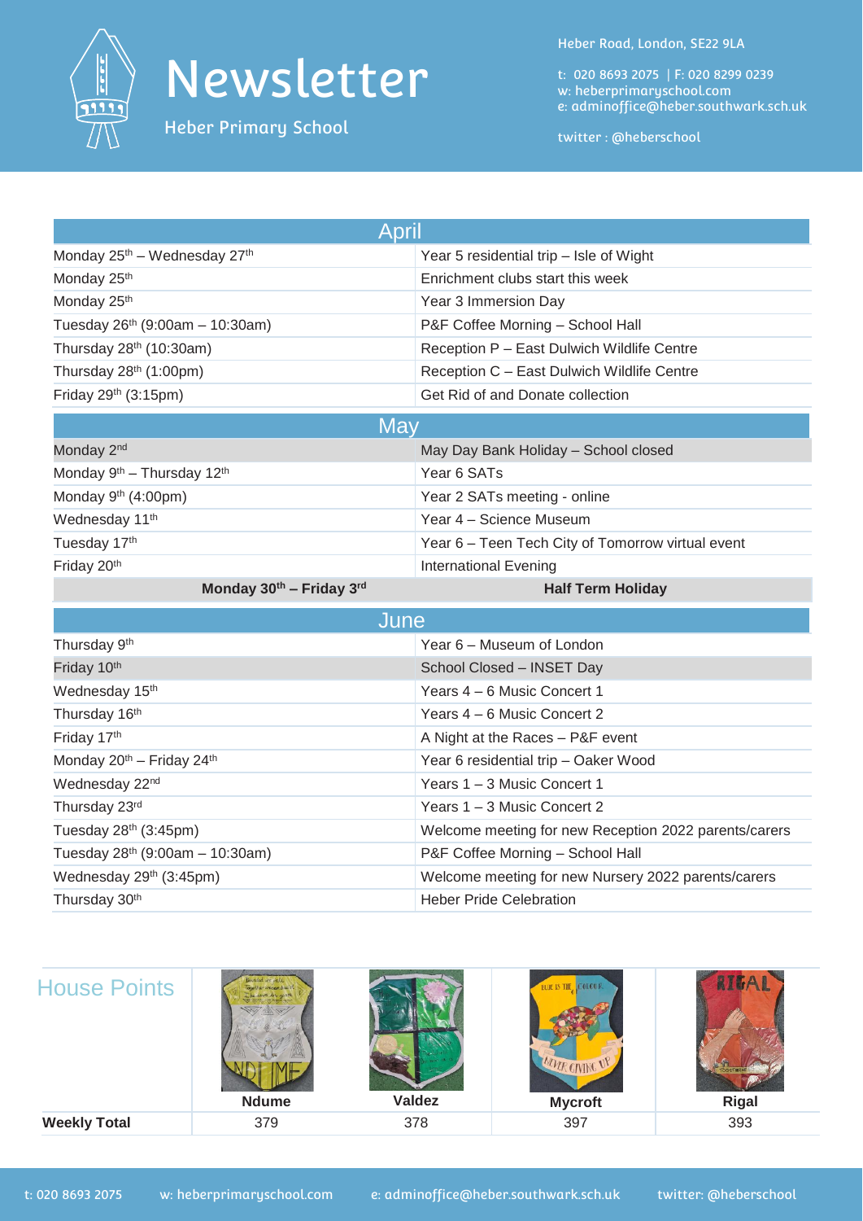# Newsletter

Heber Primary School

Heber Road, London, SE22 9LA

t: 020 8693 2075 | F: 020 8299 0239
w: heberprimaryschool.com
e: adminoffice@heber.southwark.sch.uk

twitter : @heberschool

| April | |
|---|---|
| Monday 25th – Wednesday 27th | Year 5 residential trip – Isle of Wight |
| Monday 25th | Enrichment clubs start this week |
| Monday 25th | Year 3 Immersion Day |
| Tuesday 26th (9:00am – 10:30am) | P&F Coffee Morning – School Hall |
| Thursday 28th (10:30am) | Reception P – East Dulwich Wildlife Centre |
| Thursday 28th (1:00pm) | Reception C – East Dulwich Wildlife Centre |
| Friday 29th (3:15pm) | Get Rid of and Donate collection |
| **May** | |
| Monday 2nd | May Day Bank Holiday – School closed |
| Monday 9th – Thursday 12th | Year 6 SATs |
| Monday 9th (4:00pm) | Year 2 SATs meeting - online |
| Wednesday 11th | Year 4 – Science Museum |
| Tuesday 17th | Year 6 – Teen Tech City of Tomorrow virtual event |
| Friday 20th | International Evening |
| **Monday 30th – Friday 3rd** | **Half Term Holiday** |
| **June** | |
| Thursday 9th | Year 6 – Museum of London |
| Friday 10th | School Closed – INSET Day |
| Wednesday 15th | Years 4 – 6 Music Concert 1 |
| Thursday 16th | Years 4 – 6 Music Concert 2 |
| Friday 17th | A Night at the Races – P&F event |
| Monday 20th – Friday 24th | Year 6 residential trip – Oaker Wood |
| Wednesday 22nd | Years 1 – 3 Music Concert 1 |
| Thursday 23rd | Years 1 – 3 Music Concert 2 |
| Tuesday 28th (3:45pm) | Welcome meeting for new Reception 2022 parents/carers |
| Tuesday 28th (9:00am – 10:30am) | P&F Coffee Morning – School Hall |
| Wednesday 29th (3:45pm) | Welcome meeting for new Nursery 2022 parents/carers |
| Thursday 30th | Heber Pride Celebration |

## House Points

| | Ndume | Valdez | Mycroft | Rigal |
|---|---|---|---|---|
| **Weekly Total** | 379 | 378 | 397 | 393 |